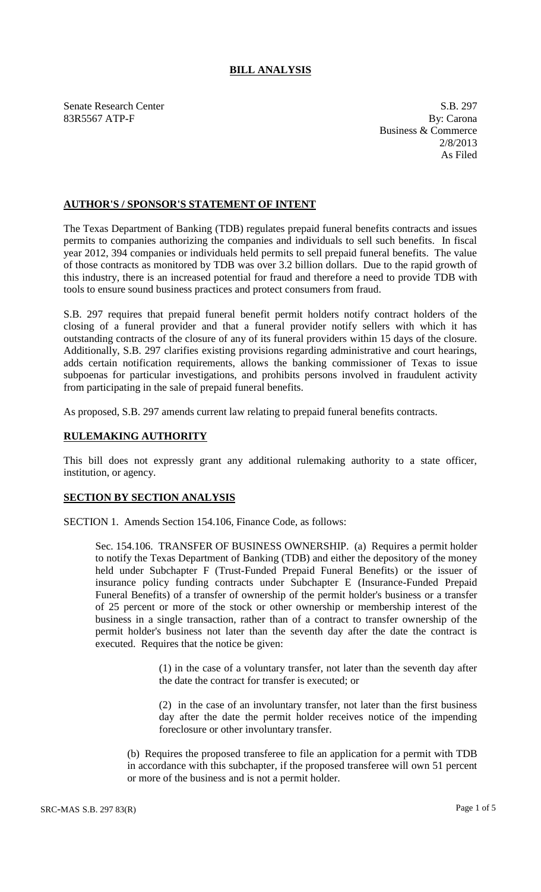# BILL ANALYSIS

Senate Research Center
83R5567 ATP-F

S.B. 297
By: Carona
Business & Commerce
2/8/2013
As Filed

## AUTHOR'S / SPONSOR'S STATEMENT OF INTENT

The Texas Department of Banking (TDB) regulates prepaid funeral benefits contracts and issues permits to companies authorizing the companies and individuals to sell such benefits. In fiscal year 2012, 394 companies or individuals held permits to sell prepaid funeral benefits. The value of those contracts as monitored by TDB was over 3.2 billion dollars. Due to the rapid growth of this industry, there is an increased potential for fraud and therefore a need to provide TDB with tools to ensure sound business practices and protect consumers from fraud.

S.B. 297 requires that prepaid funeral benefit permit holders notify contract holders of the closing of a funeral provider and that a funeral provider notify sellers with which it has outstanding contracts of the closure of any of its funeral providers within 15 days of the closure. Additionally, S.B. 297 clarifies existing provisions regarding administrative and court hearings, adds certain notification requirements, allows the banking commissioner of Texas to issue subpoenas for particular investigations, and prohibits persons involved in fraudulent activity from participating in the sale of prepaid funeral benefits.

As proposed, S.B. 297 amends current law relating to prepaid funeral benefits contracts.

## RULEMAKING AUTHORITY

This bill does not expressly grant any additional rulemaking authority to a state officer, institution, or agency.

## SECTION BY SECTION ANALYSIS

SECTION 1. Amends Section 154.106, Finance Code, as follows:

Sec. 154.106. TRANSFER OF BUSINESS OWNERSHIP. (a) Requires a permit holder to notify the Texas Department of Banking (TDB) and either the depository of the money held under Subchapter F (Trust-Funded Prepaid Funeral Benefits) or the issuer of insurance policy funding contracts under Subchapter E (Insurance-Funded Prepaid Funeral Benefits) of a transfer of ownership of the permit holder's business or a transfer of 25 percent or more of the stock or other ownership or membership interest of the business in a single transaction, rather than of a contract to transfer ownership of the permit holder's business not later than the seventh day after the date the contract is executed. Requires that the notice be given:

(1) in the case of a voluntary transfer, not later than the seventh day after the date the contract for transfer is executed; or

(2) in the case of an involuntary transfer, not later than the first business day after the date the permit holder receives notice of the impending foreclosure or other involuntary transfer.

(b) Requires the proposed transferee to file an application for a permit with TDB in accordance with this subchapter, if the proposed transferee will own 51 percent or more of the business and is not a permit holder.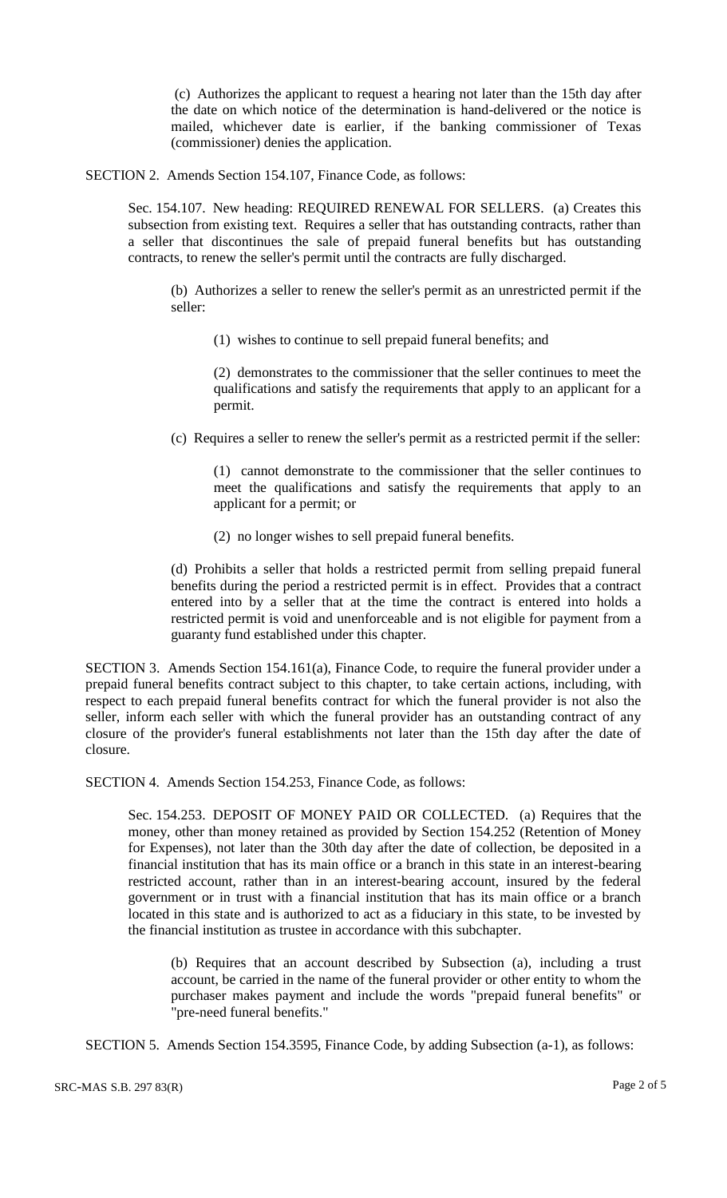(c) Authorizes the applicant to request a hearing not later than the 15th day after the date on which notice of the determination is hand-delivered or the notice is mailed, whichever date is earlier, if the banking commissioner of Texas (commissioner) denies the application.

SECTION 2. Amends Section 154.107, Finance Code, as follows:

Sec. 154.107. New heading: REQUIRED RENEWAL FOR SELLERS. (a) Creates this subsection from existing text. Requires a seller that has outstanding contracts, rather than a seller that discontinues the sale of prepaid funeral benefits but has outstanding contracts, to renew the seller's permit until the contracts are fully discharged.

(b) Authorizes a seller to renew the seller's permit as an unrestricted permit if the seller:

(1) wishes to continue to sell prepaid funeral benefits; and

(2) demonstrates to the commissioner that the seller continues to meet the qualifications and satisfy the requirements that apply to an applicant for a permit.

(c) Requires a seller to renew the seller's permit as a restricted permit if the seller:

(1) cannot demonstrate to the commissioner that the seller continues to meet the qualifications and satisfy the requirements that apply to an applicant for a permit; or

(2) no longer wishes to sell prepaid funeral benefits.

(d) Prohibits a seller that holds a restricted permit from selling prepaid funeral benefits during the period a restricted permit is in effect. Provides that a contract entered into by a seller that at the time the contract is entered into holds a restricted permit is void and unenforceable and is not eligible for payment from a guaranty fund established under this chapter.

SECTION 3. Amends Section 154.161(a), Finance Code, to require the funeral provider under a prepaid funeral benefits contract subject to this chapter, to take certain actions, including, with respect to each prepaid funeral benefits contract for which the funeral provider is not also the seller, inform each seller with which the funeral provider has an outstanding contract of any closure of the provider's funeral establishments not later than the 15th day after the date of closure.

SECTION 4. Amends Section 154.253, Finance Code, as follows:

Sec. 154.253. DEPOSIT OF MONEY PAID OR COLLECTED. (a) Requires that the money, other than money retained as provided by Section 154.252 (Retention of Money for Expenses), not later than the 30th day after the date of collection, be deposited in a financial institution that has its main office or a branch in this state in an interest-bearing restricted account, rather than in an interest-bearing account, insured by the federal government or in trust with a financial institution that has its main office or a branch located in this state and is authorized to act as a fiduciary in this state, to be invested by the financial institution as trustee in accordance with this subchapter.

(b) Requires that an account described by Subsection (a), including a trust account, be carried in the name of the funeral provider or other entity to whom the purchaser makes payment and include the words "prepaid funeral benefits" or "pre-need funeral benefits."

SECTION 5. Amends Section 154.3595, Finance Code, by adding Subsection (a-1), as follows: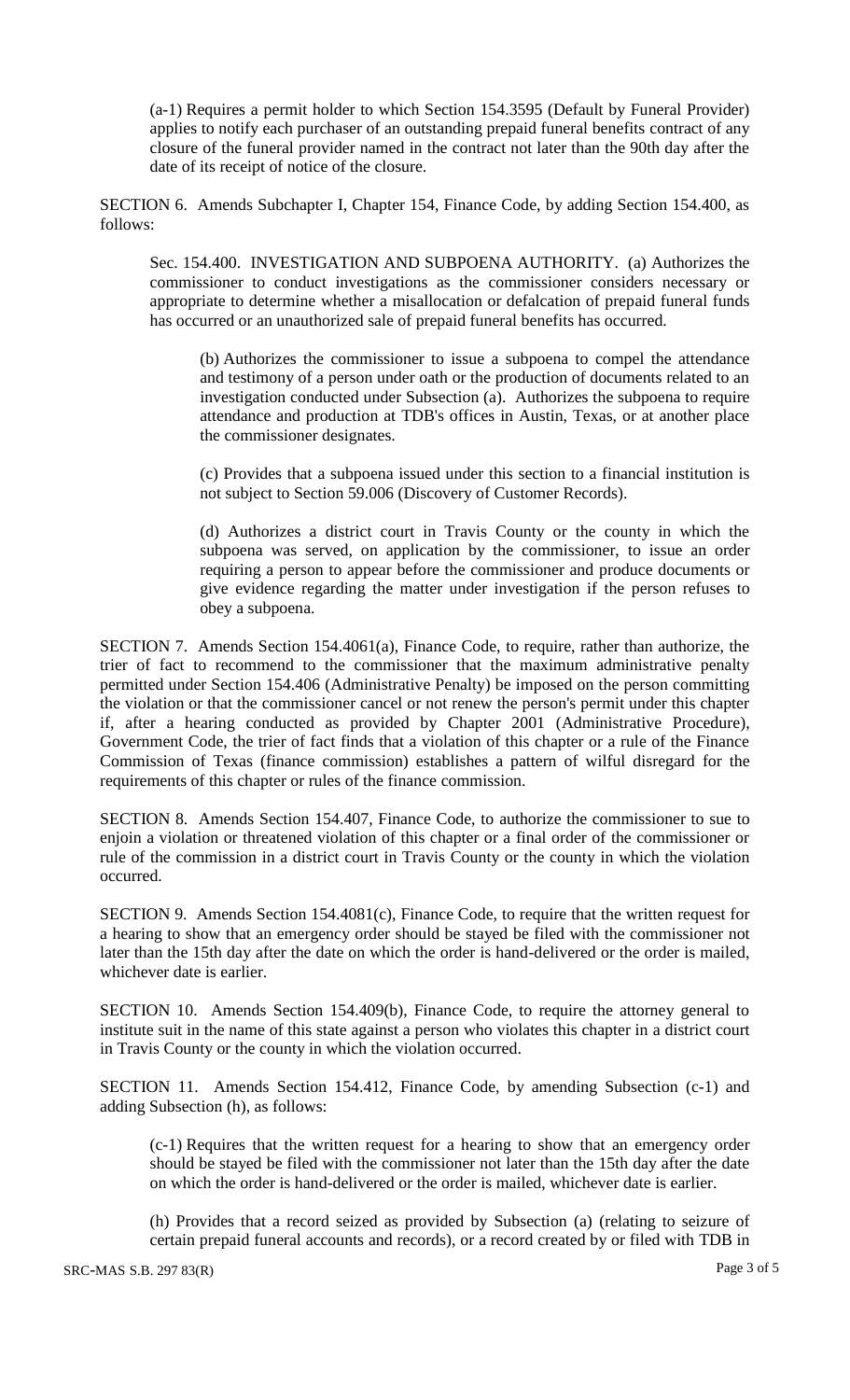(a-1) Requires a permit holder to which Section 154.3595 (Default by Funeral Provider) applies to notify each purchaser of an outstanding prepaid funeral benefits contract of any closure of the funeral provider named in the contract not later than the 90th day after the date of its receipt of notice of the closure.

SECTION 6. Amends Subchapter I, Chapter 154, Finance Code, by adding Section 154.400, as follows:

Sec. 154.400. INVESTIGATION AND SUBPOENA AUTHORITY. (a) Authorizes the commissioner to conduct investigations as the commissioner considers necessary or appropriate to determine whether a misallocation or defalcation of prepaid funeral funds has occurred or an unauthorized sale of prepaid funeral benefits has occurred.

(b) Authorizes the commissioner to issue a subpoena to compel the attendance and testimony of a person under oath or the production of documents related to an investigation conducted under Subsection (a). Authorizes the subpoena to require attendance and production at TDB's offices in Austin, Texas, or at another place the commissioner designates.

(c) Provides that a subpoena issued under this section to a financial institution is not subject to Section 59.006 (Discovery of Customer Records).

(d) Authorizes a district court in Travis County or the county in which the subpoena was served, on application by the commissioner, to issue an order requiring a person to appear before the commissioner and produce documents or give evidence regarding the matter under investigation if the person refuses to obey a subpoena.

SECTION 7. Amends Section 154.4061(a), Finance Code, to require, rather than authorize, the trier of fact to recommend to the commissioner that the maximum administrative penalty permitted under Section 154.406 (Administrative Penalty) be imposed on the person committing the violation or that the commissioner cancel or not renew the person's permit under this chapter if, after a hearing conducted as provided by Chapter 2001 (Administrative Procedure), Government Code, the trier of fact finds that a violation of this chapter or a rule of the Finance Commission of Texas (finance commission) establishes a pattern of wilful disregard for the requirements of this chapter or rules of the finance commission.

SECTION 8. Amends Section 154.407, Finance Code, to authorize the commissioner to sue to enjoin a violation or threatened violation of this chapter or a final order of the commissioner or rule of the commission in a district court in Travis County or the county in which the violation occurred.

SECTION 9. Amends Section 154.4081(c), Finance Code, to require that the written request for a hearing to show that an emergency order should be stayed be filed with the commissioner not later than the 15th day after the date on which the order is hand-delivered or the order is mailed, whichever date is earlier.

SECTION 10. Amends Section 154.409(b), Finance Code, to require the attorney general to institute suit in the name of this state against a person who violates this chapter in a district court in Travis County or the county in which the violation occurred.

SECTION 11. Amends Section 154.412, Finance Code, by amending Subsection (c-1) and adding Subsection (h), as follows:

(c-1) Requires that the written request for a hearing to show that an emergency order should be stayed be filed with the commissioner not later than the 15th day after the date on which the order is hand-delivered or the order is mailed, whichever date is earlier.

(h) Provides that a record seized as provided by Subsection (a) (relating to seizure of certain prepaid funeral accounts and records), or a record created by or filed with TDB in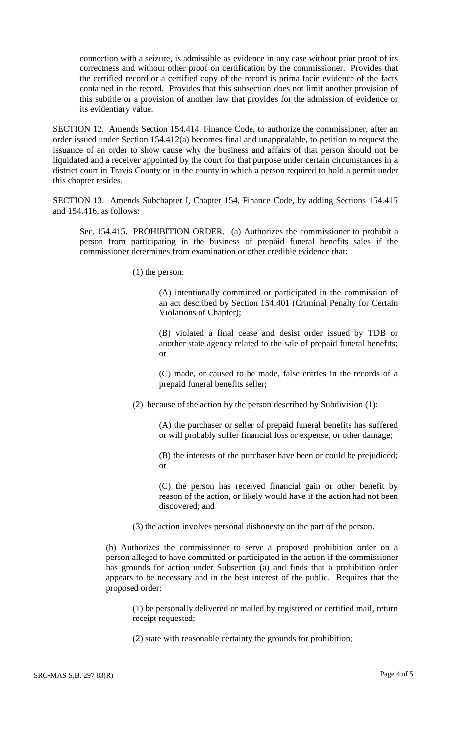connection with a seizure, is admissible as evidence in any case without prior proof of its correctness and without other proof on certification by the commissioner. Provides that the certified record or a certified copy of the record is prima facie evidence of the facts contained in the record. Provides that this subsection does not limit another provision of this subtitle or a provision of another law that provides for the admission of evidence or its evidentiary value.

SECTION 12. Amends Section 154.414, Finance Code, to authorize the commissioner, after an order issued under Section 154.412(a) becomes final and unappealable, to petition to request the issuance of an order to show cause why the business and affairs of that person should not be liquidated and a receiver appointed by the court for that purpose under certain circumstances in a district court in Travis County or in the county in which a person required to hold a permit under this chapter resides.

SECTION 13. Amends Subchapter I, Chapter 154, Finance Code, by adding Sections 154.415 and 154.416, as follows:

Sec. 154.415. PROHIBITION ORDER. (a) Authorizes the commissioner to prohibit a person from participating in the business of prepaid funeral benefits sales if the commissioner determines from examination or other credible evidence that:

(1) the person:

(A) intentionally committed or participated in the commission of an act described by Section 154.401 (Criminal Penalty for Certain Violations of Chapter);

(B) violated a final cease and desist order issued by TDB or another state agency related to the sale of prepaid funeral benefits; or

(C) made, or caused to be made, false entries in the records of a prepaid funeral benefits seller;

(2) because of the action by the person described by Subdivision (1):

(A) the purchaser or seller of prepaid funeral benefits has suffered or will probably suffer financial loss or expense, or other damage;

(B) the interests of the purchaser have been or could be prejudiced; or

(C) the person has received financial gain or other benefit by reason of the action, or likely would have if the action had not been discovered; and

(3) the action involves personal dishonesty on the part of the person.

(b) Authorizes the commissioner to serve a proposed prohibition order on a person alleged to have committed or participated in the action if the commissioner has grounds for action under Subsection (a) and finds that a prohibition order appears to be necessary and in the best interest of the public. Requires that the proposed order:

(1) be personally delivered or mailed by registered or certified mail, return receipt requested;

(2) state with reasonable certainty the grounds for prohibition;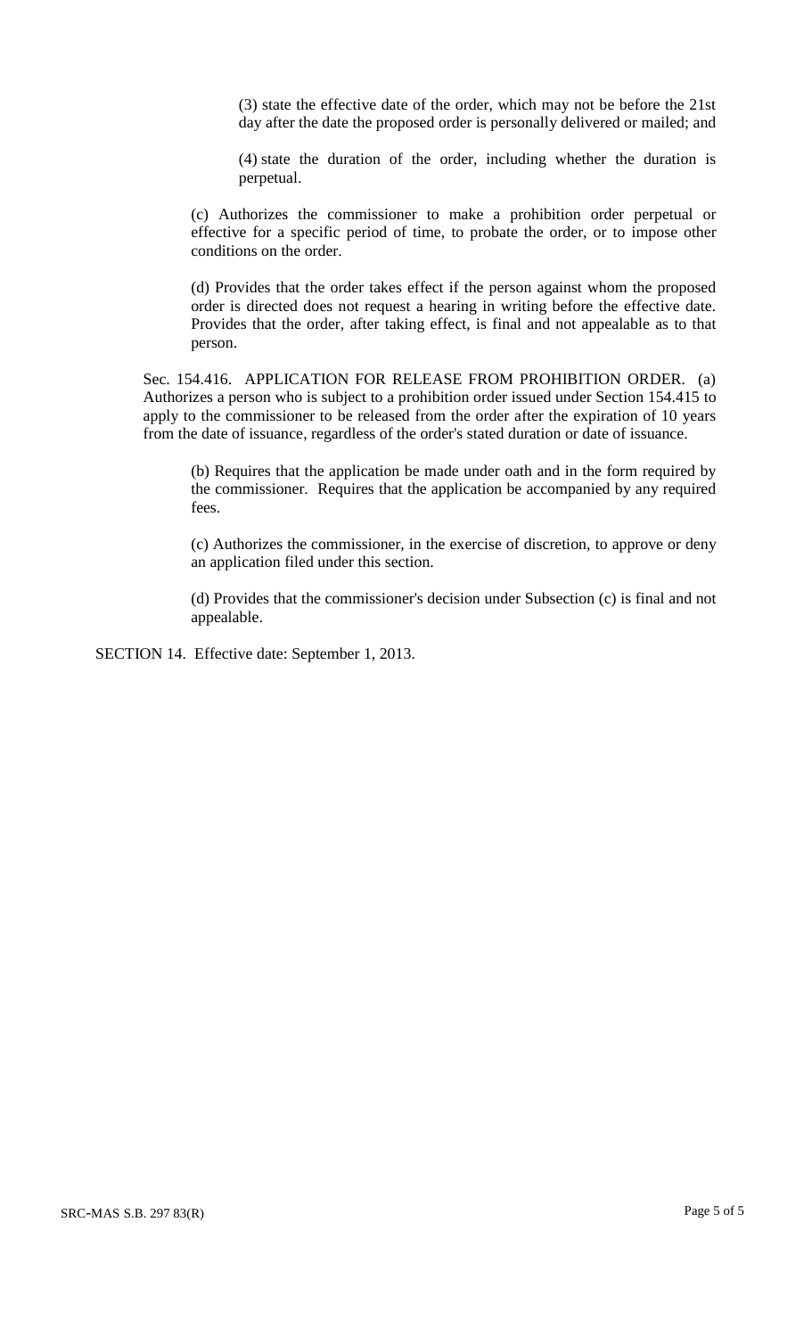(3) state the effective date of the order, which may not be before the 21st day after the date the proposed order is personally delivered or mailed; and

(4) state the duration of the order, including whether the duration is perpetual.

(c) Authorizes the commissioner to make a prohibition order perpetual or effective for a specific period of time, to probate the order, or to impose other conditions on the order.

(d) Provides that the order takes effect if the person against whom the proposed order is directed does not request a hearing in writing before the effective date. Provides that the order, after taking effect, is final and not appealable as to that person.

Sec. 154.416. APPLICATION FOR RELEASE FROM PROHIBITION ORDER. (a) Authorizes a person who is subject to a prohibition order issued under Section 154.415 to apply to the commissioner to be released from the order after the expiration of 10 years from the date of issuance, regardless of the order's stated duration or date of issuance.

(b) Requires that the application be made under oath and in the form required by the commissioner. Requires that the application be accompanied by any required fees.

(c) Authorizes the commissioner, in the exercise of discretion, to approve or deny an application filed under this section.

(d) Provides that the commissioner's decision under Subsection (c) is final and not appealable.

SECTION 14. Effective date: September 1, 2013.